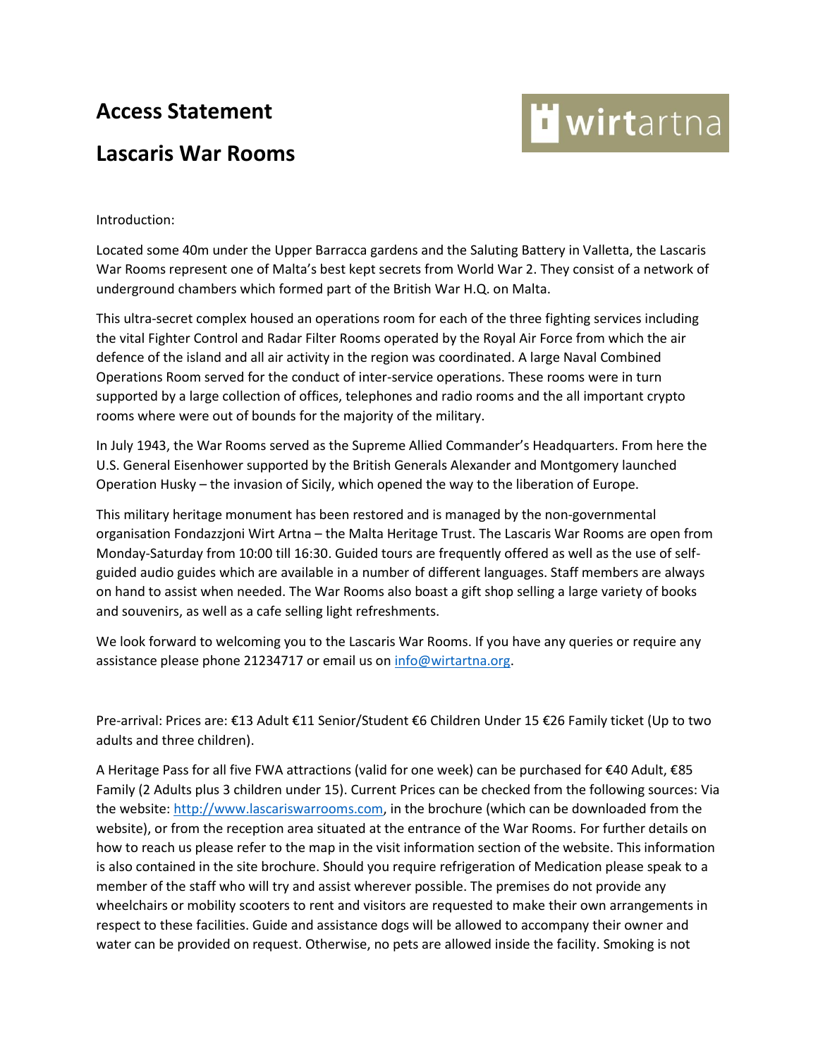# Access Statement

# Lascaris War Rooms

Introduction:

Located some 40m under the Upper Barracca gardens and the Saluting Battery in Valletta, the Lascaris War Rooms represent one of Malta's best kept secrets from World War 2. They consist of a network of underground chambers which formed part of the British War H.Q. on Malta.

This ultra-secret complex housed an operations room for each of the three fighting services including the vital Fighter Control and Radar Filter Rooms operated by the Royal Air Force from which the air defence of the island and all air activity in the region was coordinated. A large Naval Combined Operations Room served for the conduct of inter-service operations. These rooms were in turn supported by a large collection of offices, telephones and radio rooms and the all important crypto rooms where were out of bounds for the majority of the military.

In July 1943, the War Rooms served as the Supreme Allied Commander's Headquarters. From here the U.S. General Eisenhower supported by the British Generals Alexander and Montgomery launched Operation Husky – the invasion of Sicily, which opened the way to the liberation of Europe.

This military heritage monument has been restored and is managed by the non-governmental organisation Fondazzjoni Wirt Artna – the Malta Heritage Trust. The Lascaris War Rooms are open from Monday-Saturday from 10:00 till 16:30. Guided tours are frequently offered as well as the use of self-guided audio guides which are available in a number of different languages. Staff members are always on hand to assist when needed. The War Rooms also boast a gift shop selling a large variety of books and souvenirs, as well as a cafe selling light refreshments.

We look forward to welcoming you to the Lascaris War Rooms. If you have any queries or require any assistance please phone 21234717 or email us on [info@wirtartna.org](mailto:info@wirtartna.org).

Pre-arrival: Prices are: €13 Adult €11 Senior/Student €6 Children Under 15 €26 Family ticket (Up to two adults and three children).

A Heritage Pass for all five FWA attractions (valid for one week) can be purchased for €40 Adult, €85 Family (2 Adults plus 3 children under 15). Current Prices can be checked from the following sources: Via the website: [http://www.lascariswarrooms.com](http://www.lascariswarrooms.com), in the brochure (which can be downloaded from the website), or from the reception area situated at the entrance of the War Rooms. For further details on how to reach us please refer to the map in the visit information section of the website. This information is also contained in the site brochure. Should you require refrigeration of Medication please speak to a member of the staff who will try and assist wherever possible. The premises do not provide any wheelchairs or mobility scooters to rent and visitors are requested to make their own arrangements in respect to these facilities. Guide and assistance dogs will be allowed to accompany their owner and water can be provided on request. Otherwise, no pets are allowed inside the facility. Smoking is not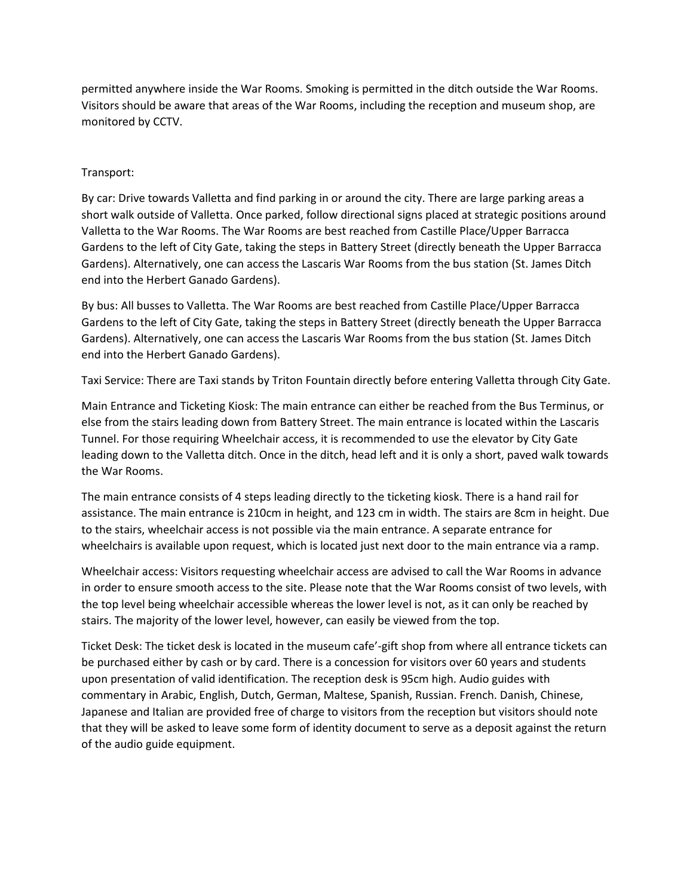permitted anywhere inside the War Rooms. Smoking is permitted in the ditch outside the War Rooms. Visitors should be aware that areas of the War Rooms, including the reception and museum shop, are monitored by CCTV.

Transport:

By car: Drive towards Valletta and find parking in or around the city. There are large parking areas a short walk outside of Valletta. Once parked, follow directional signs placed at strategic positions around Valletta to the War Rooms. The War Rooms are best reached from Castille Place/Upper Barracca Gardens to the left of City Gate, taking the steps in Battery Street (directly beneath the Upper Barracca Gardens). Alternatively, one can access the Lascaris War Rooms from the bus station (St. James Ditch end into the Herbert Ganado Gardens).

By bus: All busses to Valletta. The War Rooms are best reached from Castille Place/Upper Barracca Gardens to the left of City Gate, taking the steps in Battery Street (directly beneath the Upper Barracca Gardens). Alternatively, one can access the Lascaris War Rooms from the bus station (St. James Ditch end into the Herbert Ganado Gardens).

Taxi Service: There are Taxi stands by Triton Fountain directly before entering Valletta through City Gate.

Main Entrance and Ticketing Kiosk: The main entrance can either be reached from the Bus Terminus, or else from the stairs leading down from Battery Street. The main entrance is located within the Lascaris Tunnel. For those requiring Wheelchair access, it is recommended to use the elevator by City Gate leading down to the Valletta ditch. Once in the ditch, head left and it is only a short, paved walk towards the War Rooms.

The main entrance consists of 4 steps leading directly to the ticketing kiosk. There is a hand rail for assistance. The main entrance is 210cm in height, and 123 cm in width. The stairs are 8cm in height. Due to the stairs, wheelchair access is not possible via the main entrance. A separate entrance for wheelchairs is available upon request, which is located just next door to the main entrance via a ramp.

Wheelchair access: Visitors requesting wheelchair access are advised to call the War Rooms in advance in order to ensure smooth access to the site. Please note that the War Rooms consist of two levels, with the top level being wheelchair accessible whereas the lower level is not, as it can only be reached by stairs. The majority of the lower level, however, can easily be viewed from the top.

Ticket Desk: The ticket desk is located in the museum cafe'-gift shop from where all entrance tickets can be purchased either by cash or by card. There is a concession for visitors over 60 years and students upon presentation of valid identification. The reception desk is 95cm high. Audio guides with commentary in Arabic, English, Dutch, German, Maltese, Spanish, Russian. French. Danish, Chinese, Japanese and Italian are provided free of charge to visitors from the reception but visitors should note that they will be asked to leave some form of identity document to serve as a deposit against the return of the audio guide equipment.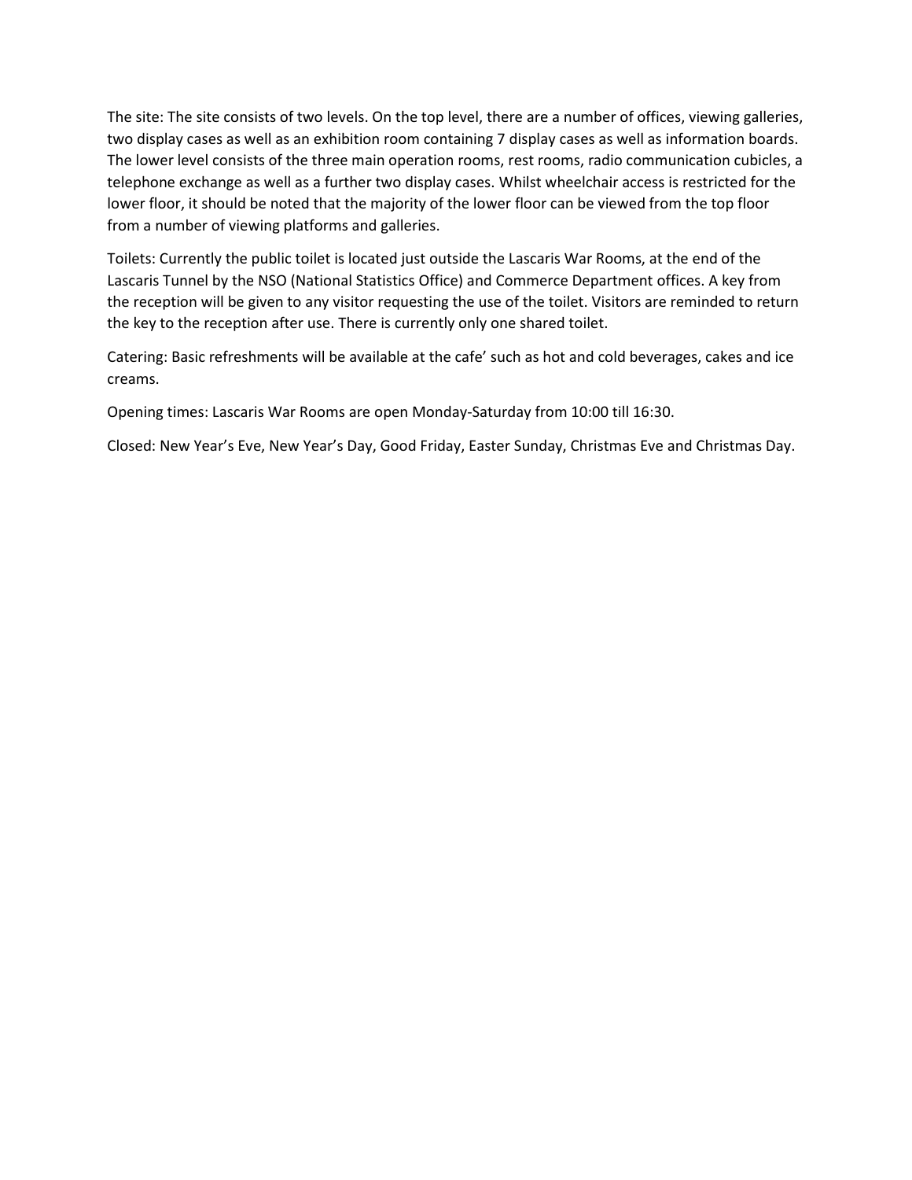The site: The site consists of two levels. On the top level, there are a number of offices, viewing galleries, two display cases as well as an exhibition room containing 7 display cases as well as information boards. The lower level consists of the three main operation rooms, rest rooms, radio communication cubicles, a telephone exchange as well as a further two display cases. Whilst wheelchair access is restricted for the lower floor, it should be noted that the majority of the lower floor can be viewed from the top floor from a number of viewing platforms and galleries.

Toilets: Currently the public toilet is located just outside the Lascaris War Rooms, at the end of the Lascaris Tunnel by the NSO (National Statistics Office) and Commerce Department offices. A key from the reception will be given to any visitor requesting the use of the toilet. Visitors are reminded to return the key to the reception after use. There is currently only one shared toilet.

Catering: Basic refreshments will be available at the cafe' such as hot and cold beverages, cakes and ice creams.

Opening times: Lascaris War Rooms are open Monday-Saturday from 10:00 till 16:30.

Closed: New Year's Eve, New Year's Day, Good Friday, Easter Sunday, Christmas Eve and Christmas Day.